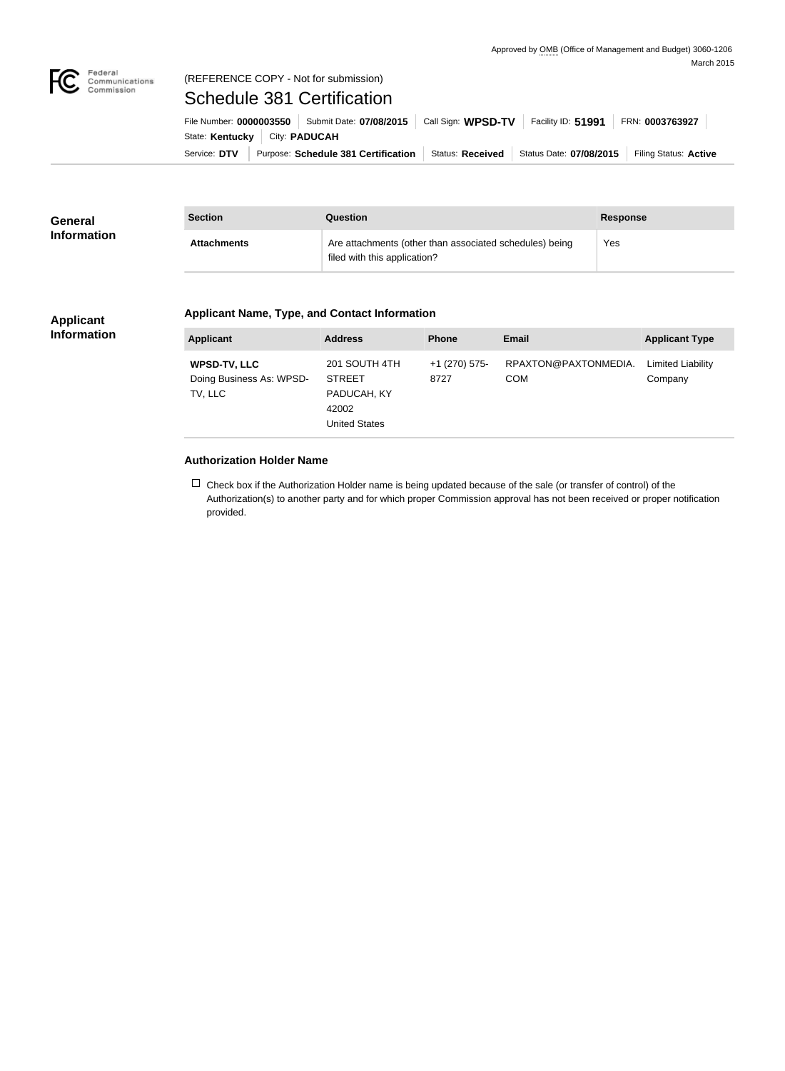Approved by OMB (Office of Management and Budget) 3060-1206
March 2015

Federal Communications Commission

(REFERENCE COPY - Not for submission)

# Schedule 381 Certification

File Number: **0000003550** | Submit Date: **07/08/2015** | Call Sign: **WPSD-TV** | Facility ID: **51991** | FRN: **0003763927**
State: **Kentucky** | City: **PADUCAH**
Service: **DTV** | Purpose: **Schedule 381 Certification** | Status: **Received** | Status Date: **07/08/2015** | Filing Status: **Active**

## General Information

| Section | Question | Response |
| --- | --- | --- |
| **Attachments** | Are attachments (other than associated schedules) being filed with this application? | Yes |

## Applicant Information

### Applicant Name, Type, and Contact Information

| Applicant | Address | Phone | Email | Applicant Type |
| --- | --- | --- | --- | --- |
| **WPSD-TV, LLC** Doing Business As: WPSD-TV, LLC | 201 SOUTH 4TH STREET PADUCAH, KY 42002 United States | +1 (270) 575-8727 | RPAXTON@PAXTONMEDIA.COM | Limited Liability Company |

### Authorization Holder Name

☐ Check box if the Authorization Holder name is being updated because of the sale (or transfer of control) of the Authorization(s) to another party and for which proper Commission approval has not been received or proper notification provided.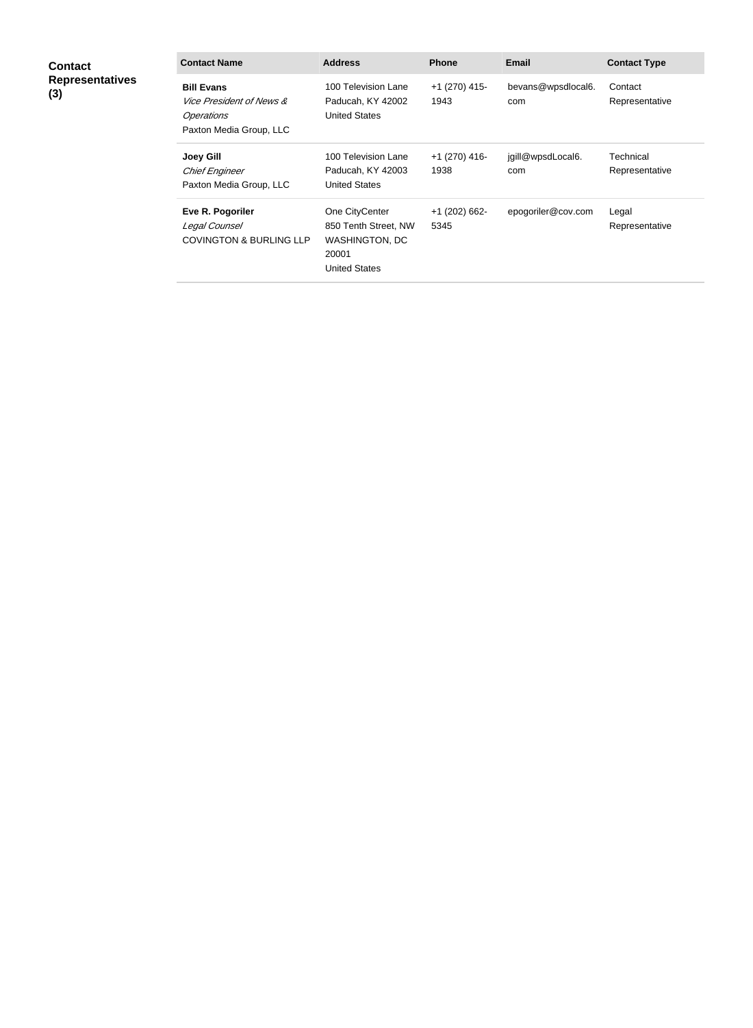**Contact Representatives (3)**

| Contact Name | Address | Phone | Email | Contact Type |
|---|---|---|---|---|
| **Bill Evans**<br>*Vice President of News & Operations*<br>Paxton Media Group, LLC | 100 Television Lane<br>Paducah, KY 42002<br>United States | +1 (270) 415-1943 | bevans@wpsdlocal6.com | Contact Representative |
| **Joey Gill**<br>*Chief Engineer*<br>Paxton Media Group, LLC | 100 Television Lane<br>Paducah, KY 42003<br>United States | +1 (270) 416-1938 | jgill@wpsdLocal6.com | Technical Representative |
| **Eve R. Pogoriler**<br>*Legal Counsel*<br>COVINGTON & BURLING LLP | One CityCenter<br>850 Tenth Street, NW<br>WASHINGTON, DC 20001<br>United States | +1 (202) 662-5345 | epogoriler@cov.com | Legal Representative |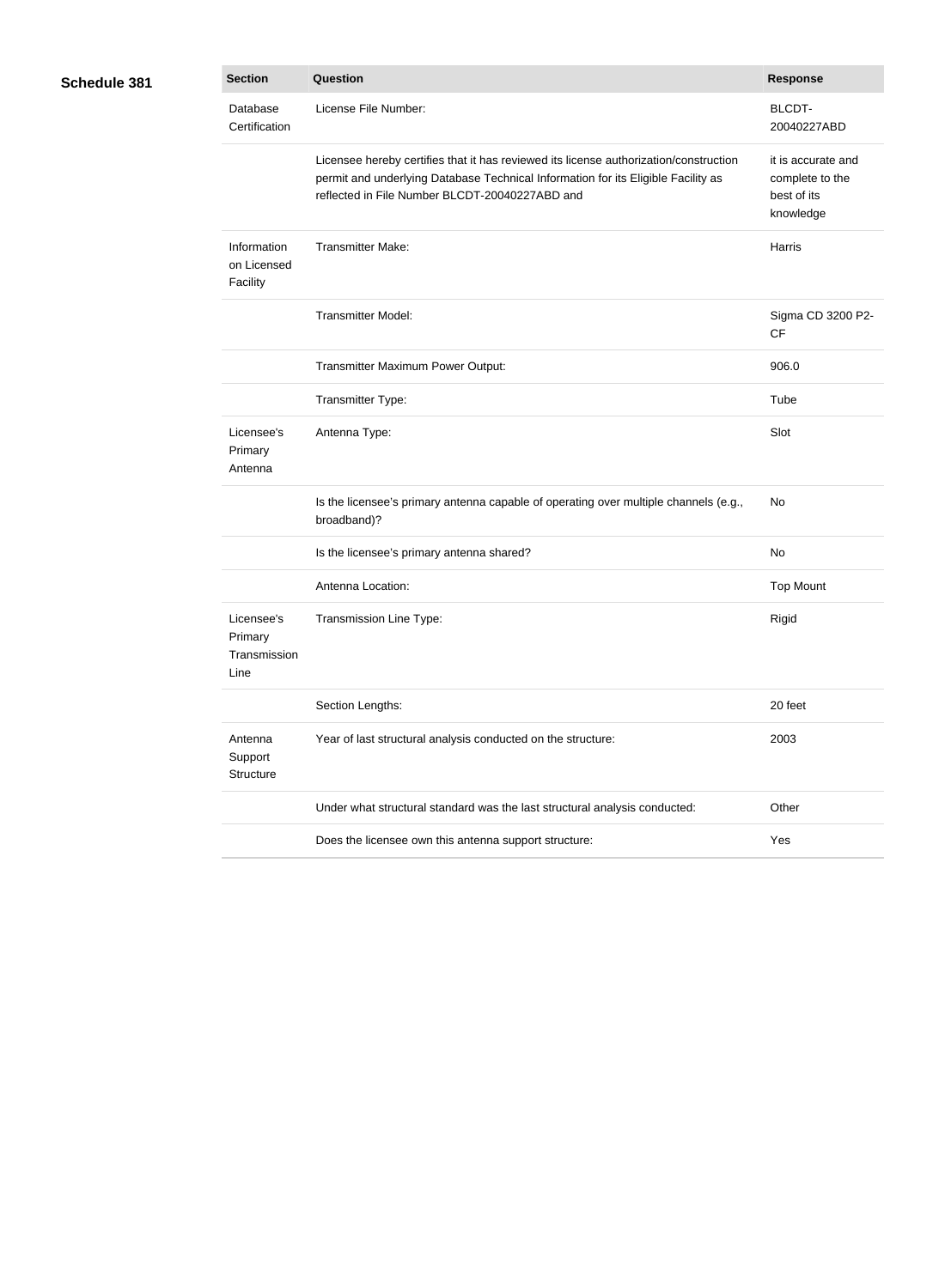**Schedule 381**

| Section | Question | Response |
| --- | --- | --- |
| Database Certification | License File Number: | BLCDT-20040227ABD |
| | Licensee hereby certifies that it has reviewed its license authorization/construction permit and underlying Database Technical Information for its Eligible Facility as reflected in File Number BLCDT-20040227ABD and | it is accurate and complete to the best of its knowledge |
| Information on Licensed Facility | Transmitter Make: | Harris |
| | Transmitter Model: | Sigma CD 3200 P2-CF |
| | Transmitter Maximum Power Output: | 906.0 |
| | Transmitter Type: | Tube |
| Licensee's Primary Antenna | Antenna Type: | Slot |
| | Is the licensee's primary antenna capable of operating over multiple channels (e.g., broadband)? | No |
| | Is the licensee's primary antenna shared? | No |
| | Antenna Location: | Top Mount |
| Licensee's Primary Transmission Line | Transmission Line Type: | Rigid |
| | Section Lengths: | 20 feet |
| Antenna Support Structure | Year of last structural analysis conducted on the structure: | 2003 |
| | Under what structural standard was the last structural analysis conducted: | Other |
| | Does the licensee own this antenna support structure: | Yes |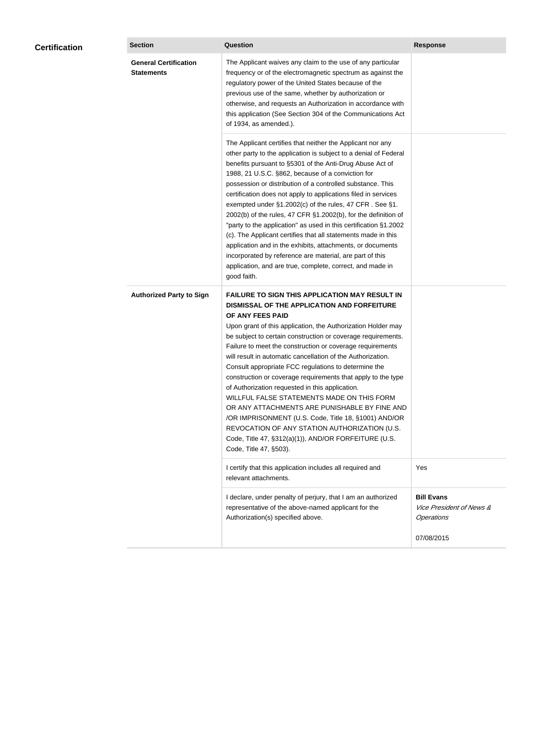## Certification

| Section | Question | Response |
|---|---|---|
| **General Certification Statements** | The Applicant waives any claim to the use of any particular frequency or of the electromagnetic spectrum as against the regulatory power of the United States because of the previous use of the same, whether by authorization or otherwise, and requests an Authorization in accordance with this application (See Section 304 of the Communications Act of 1934, as amended.). | |
| | The Applicant certifies that neither the Applicant nor any other party to the application is subject to a denial of Federal benefits pursuant to §5301 of the Anti-Drug Abuse Act of 1988, 21 U.S.C. §862, because of a conviction for possession or distribution of a controlled substance. This certification does not apply to applications filed in services exempted under §1.2002(c) of the rules, 47 CFR . See §1. 2002(b) of the rules, 47 CFR §1.2002(b), for the definition of "party to the application" as used in this certification §1.2002 (c). The Applicant certifies that all statements made in this application and in the exhibits, attachments, or documents incorporated by reference are material, are part of this application, and are true, complete, correct, and made in good faith. | |
| **Authorized Party to Sign** | **FAILURE TO SIGN THIS APPLICATION MAY RESULT IN DISMISSAL OF THE APPLICATION AND FORFEITURE OF ANY FEES PAID** Upon grant of this application, the Authorization Holder may be subject to certain construction or coverage requirements. Failure to meet the construction or coverage requirements will result in automatic cancellation of the Authorization. Consult appropriate FCC regulations to determine the construction or coverage requirements that apply to the type of Authorization requested in this application. WILLFUL FALSE STATEMENTS MADE ON THIS FORM OR ANY ATTACHMENTS ARE PUNISHABLE BY FINE AND /OR IMPRISONMENT (U.S. Code, Title 18, §1001) AND/OR REVOCATION OF ANY STATION AUTHORIZATION (U.S. Code, Title 47, §312(a)(1)), AND/OR FORFEITURE (U.S. Code, Title 47, §503). | |
| | I certify that this application includes all required and relevant attachments. | Yes |
| | I declare, under penalty of perjury, that I am an authorized representative of the above-named applicant for the Authorization(s) specified above. | **Bill Evans** *Vice President of News & Operations* 07/08/2015 |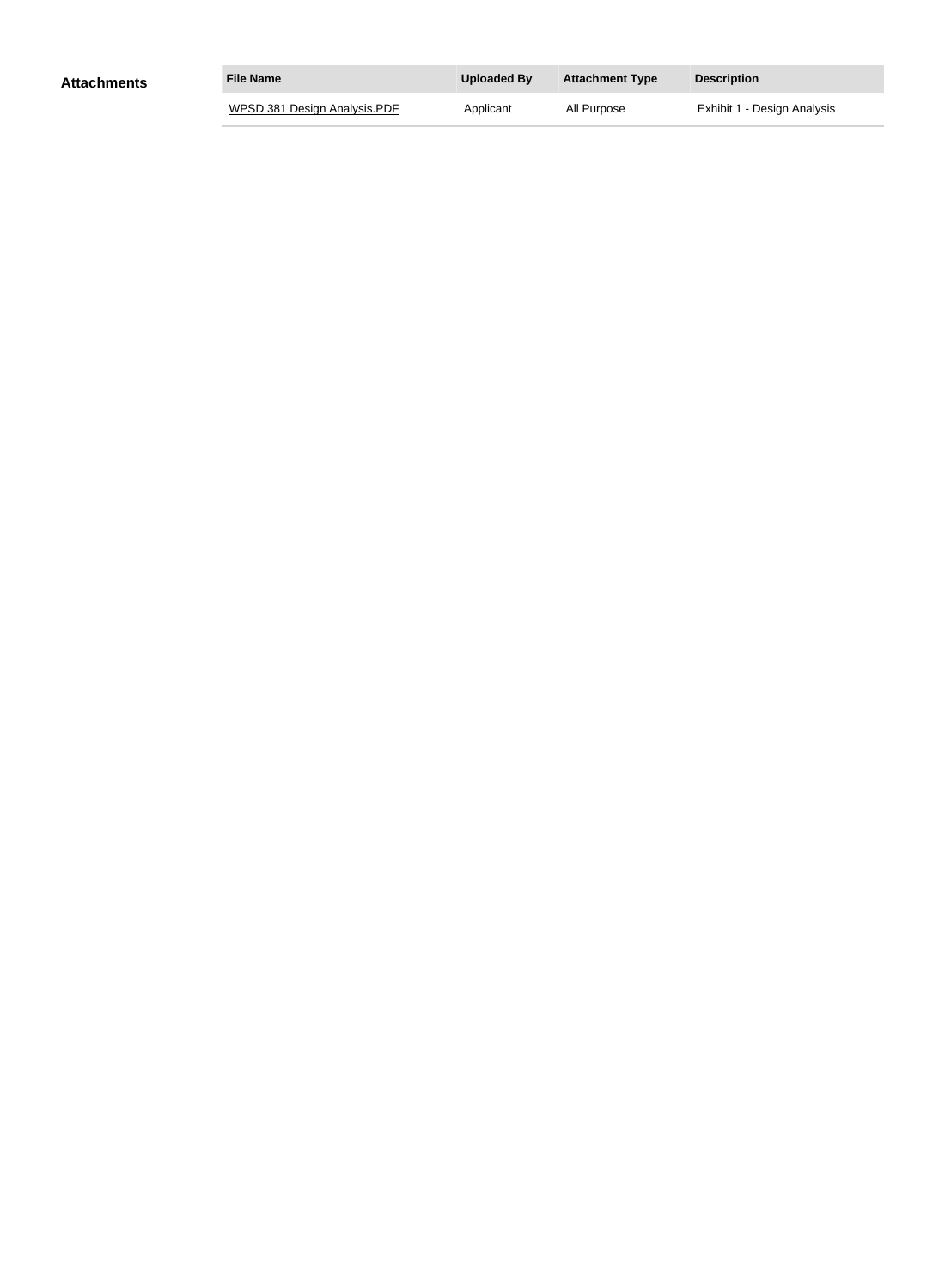**Attachments**

| File Name | Uploaded By | Attachment Type | Description |
|---|---|---|---|
| WPSD 381 Design Analysis.PDF | Applicant | All Purpose | Exhibit 1 - Design Analysis |